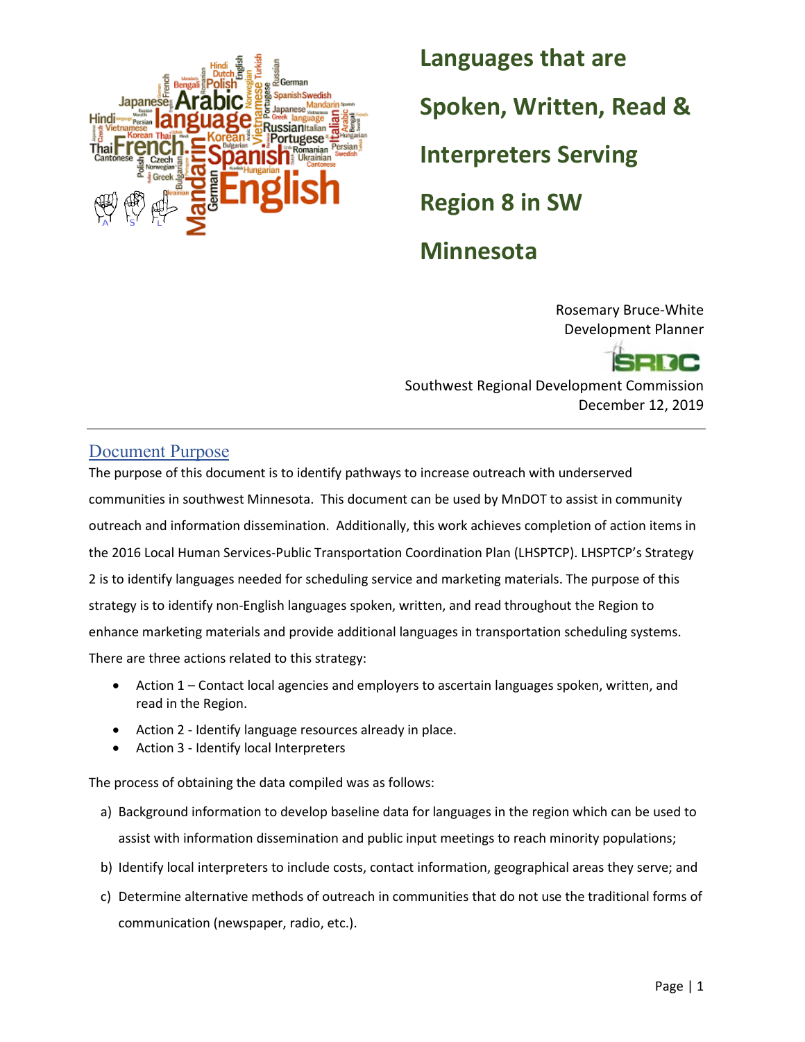# Languages that are Spoken, Written, Read & Interpreters Serving Region 8 in SW Minnesota

Rosemary Bruce-White
Development Planner

SRDC
Southwest Regional Development Commission
December 12, 2019

---

## Document Purpose

The purpose of this document is to identify pathways to increase outreach with underserved communities in southwest Minnesota. This document can be used by MnDOT to assist in community outreach and information dissemination. Additionally, this work achieves completion of action items in the 2016 Local Human Services-Public Transportation Coordination Plan (LHSPTCP). LHSPTCP's Strategy 2 is to identify languages needed for scheduling service and marketing materials. The purpose of this strategy is to identify non-English languages spoken, written, and read throughout the Region to enhance marketing materials and provide additional languages in transportation scheduling systems. There are three actions related to this strategy:

- Action 1 – Contact local agencies and employers to ascertain languages spoken, written, and read in the Region.
- Action 2 - Identify language resources already in place.
- Action 3 - Identify local Interpreters

The process of obtaining the data compiled was as follows:

a) Background information to develop baseline data for languages in the region which can be used to assist with information dissemination and public input meetings to reach minority populations;
b) Identify local interpreters to include costs, contact information, geographical areas they serve; and
c) Determine alternative methods of outreach in communities that do not use the traditional forms of communication (newspaper, radio, etc.).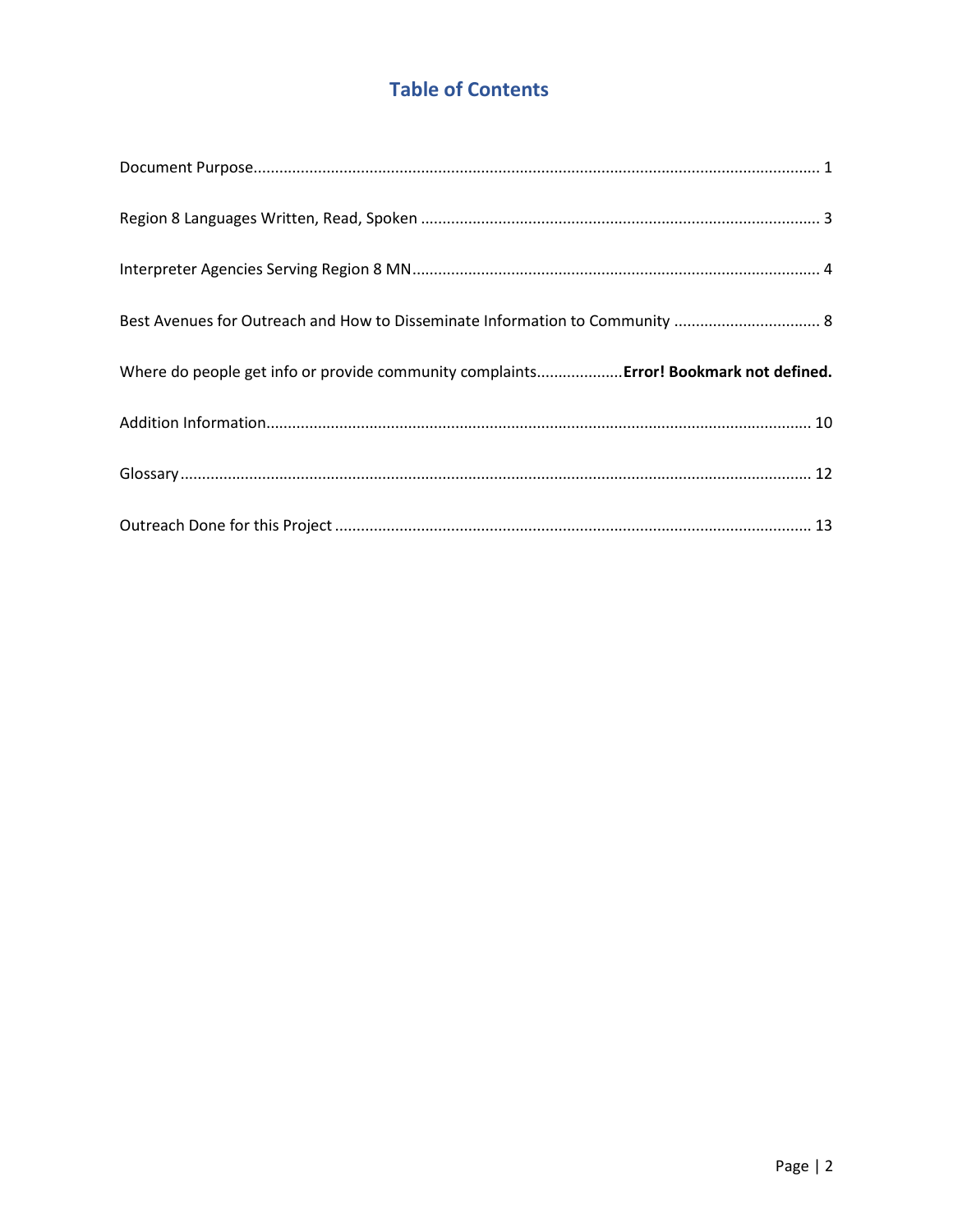# Table of Contents

Document Purpose ........................................................................ 1

Region 8 Languages Written, Read, Spoken ........................................................................ 3

Interpreter Agencies Serving Region 8 MN ........................................................................ 4

Best Avenues for Outreach and How to Disseminate Information to Community ........................................................................ 8

Where do people get info or provide community complaints ........................................................................ **Error! Bookmark not defined.**

Addition Information ........................................................................ 10

Glossary ........................................................................ 12

Outreach Done for this Project ........................................................................ 13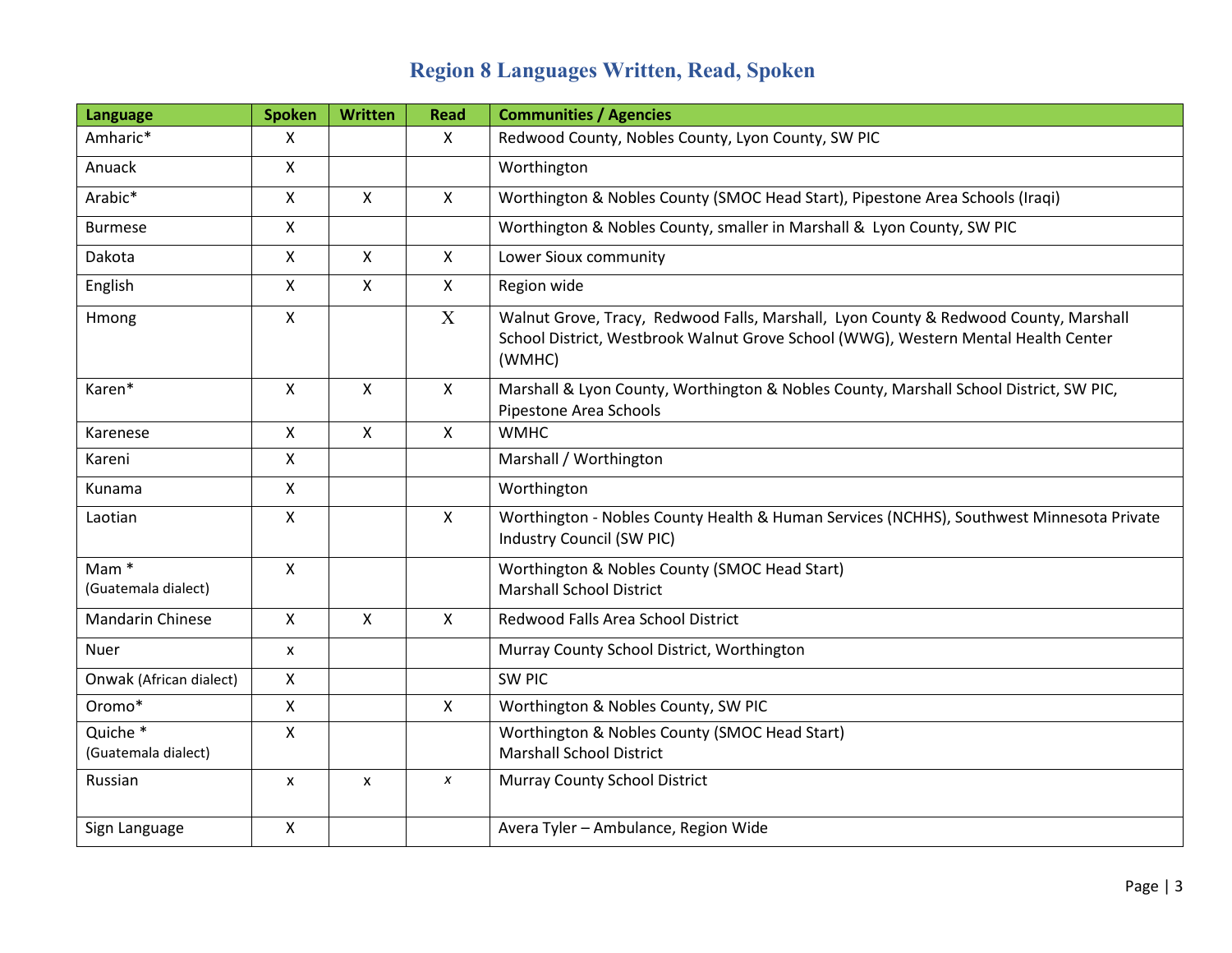# Region 8 Languages Written, Read, Spoken

| Language | Spoken | Written | Read | Communities / Agencies |
|---|---|---|---|---|
| Amharic* | X | | X | Redwood County, Nobles County, Lyon County, SW PIC |
| Anuack | X | | | Worthington |
| Arabic* | X | X | X | Worthington & Nobles County (SMOC Head Start), Pipestone Area Schools (Iraqi) |
| Burmese | X | | | Worthington & Nobles County, smaller in Marshall & Lyon County, SW PIC |
| Dakota | X | X | X | Lower Sioux community |
| English | X | X | X | Region wide |
| Hmong | X | | X | Walnut Grove, Tracy, Redwood Falls, Marshall, Lyon County & Redwood County, Marshall School District, Westbrook Walnut Grove School (WWG), Western Mental Health Center (WMHC) |
| Karen* | X | X | X | Marshall & Lyon County, Worthington & Nobles County, Marshall School District, SW PIC, Pipestone Area Schools |
| Karenese | X | X | X | WMHC |
| Kareni | X | | | Marshall / Worthington |
| Kunama | X | | | Worthington |
| Laotian | X | | X | Worthington - Nobles County Health & Human Services (NCHHS), Southwest Minnesota Private Industry Council (SW PIC) |
| Mam * (Guatemala dialect) | X | | | Worthington & Nobles County (SMOC Head Start) Marshall School District |
| Mandarin Chinese | X | X | X | Redwood Falls Area School District |
| Nuer | x | | | Murray County School District, Worthington |
| Onwak (African dialect) | X | | | SW PIC |
| Oromo* | X | | X | Worthington & Nobles County, SW PIC |
| Quiche * (Guatemala dialect) | X | | | Worthington & Nobles County (SMOC Head Start) Marshall School District |
| Russian | x | x | x | Murray County School District |
| Sign Language | X | | | Avera Tyler – Ambulance, Region Wide |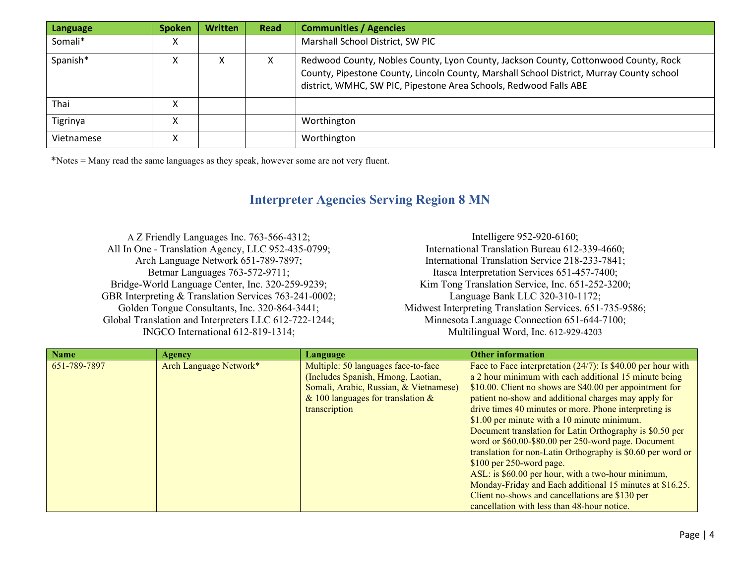| Language | Spoken | Written | Read | Communities / Agencies |
|---|---|---|---|---|
| Somali* | X | | | Marshall School District, SW PIC |
| Spanish* | X | X | X | Redwood County, Nobles County, Lyon County, Jackson County, Cottonwood County, Rock County, Pipestone County, Lincoln County, Marshall School District, Murray County school district, WMHC, SW PIC, Pipestone Area Schools, Redwood Falls ABE |
| Thai | X | | | |
| Tigrinya | X | | | Worthington |
| Vietnamese | X | | | Worthington |

*Notes = Many read the same languages as they speak, however some are not very fluent.

## Interpreter Agencies Serving Region 8 MN

A Z Friendly Languages Inc. 763-566-4312;
All In One - Translation Agency, LLC 952-435-0799;
Arch Language Network 651-789-7897;
Betmar Languages 763-572-9711;
Bridge-World Language Center, Inc. 320-259-9239;
GBR Interpreting & Translation Services 763-241-0002;
Golden Tongue Consultants, Inc. 320-864-3441;
Global Translation and Interpreters LLC 612-722-1244;
INGCO International 612-819-1314;
Intelligere 952-920-6160;
International Translation Bureau 612-339-4660;
International Translation Service 218-233-7841;
Itasca Interpretation Services 651-457-7400;
Kim Tong Translation Service, Inc. 651-252-3200;
Language Bank LLC 320-310-1172;
Midwest Interpreting Translation Services. 651-735-9586;
Minnesota Language Connection 651-644-7100;
Multilingual Word, Inc. 612-929-4203

| Name | Agency | Language | Other information |
|---|---|---|---|
| 651-789-7897 | Arch Language Network* | Multiple: 50 languages face-to-face (Includes Spanish, Hmong, Laotian, Somali, Arabic, Russian, & Vietnamese) & 100 languages for translation & transcription | Face to Face interpretation (24/7): Is $40.00 per hour with a 2 hour minimum with each additional 15 minute being $10.00. Client no shows are $40.00 per appointment for patient no-show and additional charges may apply for drive times 40 minutes or more. Phone interpreting is $1.00 per minute with a 10 minute minimum. Document translation for Latin Orthography is $0.50 per word or $60.00-$80.00 per 250-word page. Document translation for non-Latin Orthography is $0.60 per word or $100 per 250-word page. ASL: is $60.00 per hour, with a two-hour minimum, Monday-Friday and Each additional 15 minutes at $16.25. Client no-shows and cancellations are $130 per cancellation with less than 48-hour notice. |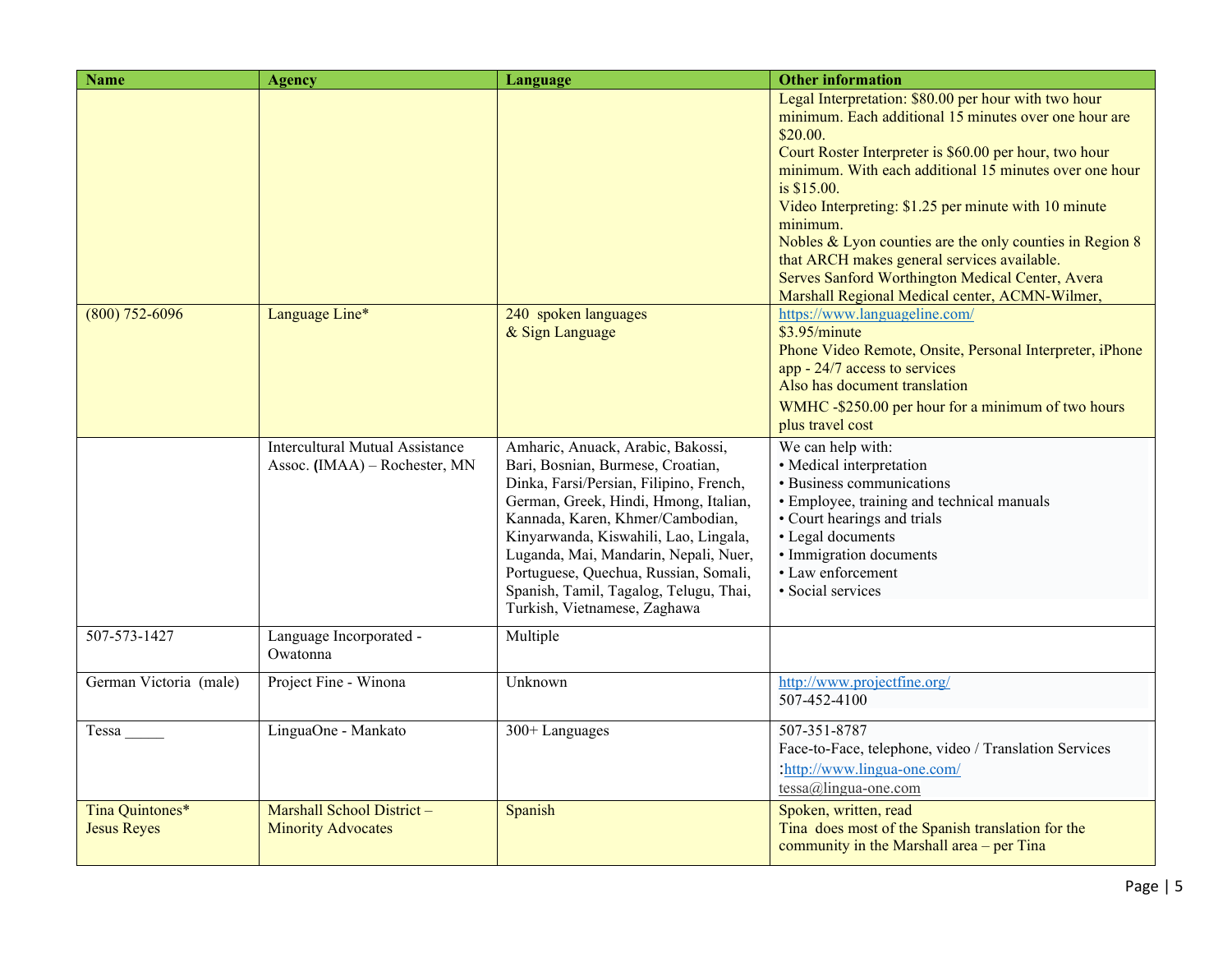| Name | Agency | Language | Other information |
|---|---|---|---|
| | | | Legal Interpretation: $80.00 per hour with two hour minimum. Each additional 15 minutes over one hour are $20.00.<br>Court Roster Interpreter is $60.00 per hour, two hour minimum. With each additional 15 minutes over one hour is $15.00.<br>Video Interpreting: $1.25 per minute with 10 minute minimum.<br>Nobles & Lyon counties are the only counties in Region 8 that ARCH makes general services available.<br>Serves Sanford Worthington Medical Center, Avera Marshall Regional Medical center, ACMN-Wilmer, |
| (800) 752-6096 | Language Line* | 240 spoken languages<br>& Sign Language | https://www.languageline.com/<br>$3.95/minute<br>Phone Video Remote, Onsite, Personal Interpreter, iPhone app - 24/7 access to services<br>Also has document translation<br>WMHC -$250.00 per hour for a minimum of two hours plus travel cost |
| | Intercultural Mutual Assistance Assoc. **(**IMAA) – Rochester, MN | Amharic, Anuack, Arabic, Bakossi, Bari, Bosnian, Burmese, Croatian, Dinka, Farsi/Persian, Filipino, French, German, Greek, Hindi, Hmong, Italian, Kannada, Karen, Khmer/Cambodian, Kinyarwanda, Kiswahili, Lao, Lingala, Luganda, Mai, Mandarin, Nepali, Nuer, Portuguese, Quechua, Russian, Somali, Spanish, Tamil, Tagalog, Telugu, Thai, Turkish, Vietnamese, Zaghawa | We can help with:<br>• Medical interpretation<br>• Business communications<br>• Employee, training and technical manuals<br>• Court hearings and trials<br>• Legal documents<br>• Immigration documents<br>• Law enforcement<br>• Social services |
| 507-573-1427 | Language Incorporated - Owatonna | Multiple | |
| German Victoria (male) | Project Fine - Winona | Unknown | http://www.projectfine.org/<br>507-452-4100 |
| Tessa _____ | LinguaOne - Mankato | 300+ Languages | 507-351-8787<br>Face-to-Face, telephone, video / Translation Services :http://www.lingua-one.com/<br>tessa@lingua-one.com |
| Tina Quintones*<br>Jesus Reyes | Marshall School District – Minority Advocates | Spanish | Spoken, written, read<br>Tina does most of the Spanish translation for the community in the Marshall area – per Tina |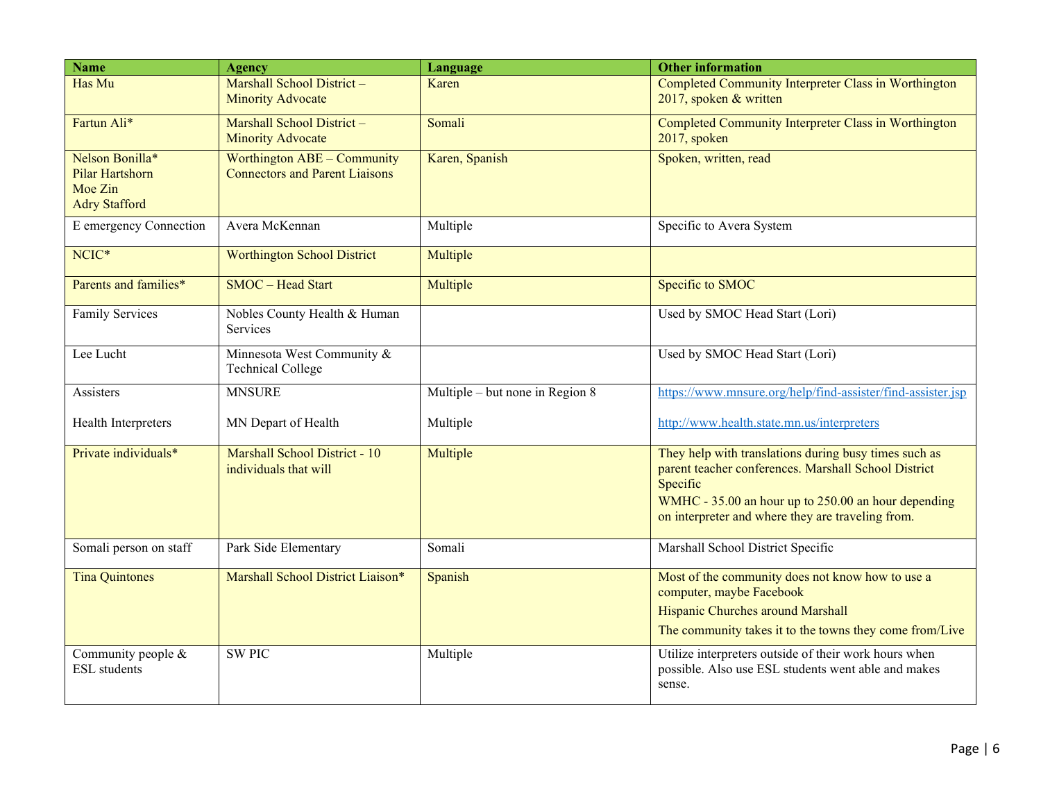| Name | Agency | Language | Other information |
| --- | --- | --- | --- |
| Has Mu | Marshall School District – Minority Advocate | Karen | Completed Community Interpreter Class in Worthington 2017, spoken & written |
| Fartun Ali* | Marshall School District – Minority Advocate | Somali | Completed Community Interpreter Class in Worthington 2017, spoken |
| Nelson Bonilla*<br>Pilar Hartshorn<br>Moe Zin<br>Adry Stafford | Worthington ABE – Community Connectors and Parent Liaisons | Karen, Spanish | Spoken, written, read |
| E emergency Connection | Avera McKennan | Multiple | Specific to Avera System |
| NCIC* | Worthington School District | Multiple | |
| Parents and families* | SMOC – Head Start | Multiple | Specific to SMOC |
| Family Services | Nobles County Health & Human Services | | Used by SMOC Head Start (Lori) |
| Lee Lucht | Minnesota West Community & Technical College | | Used by SMOC Head Start (Lori) |
| Assisters<br><br>Health Interpreters | MNSURE<br><br>MN Depart of Health | Multiple – but none in Region 8<br><br>Multiple | https://www.mnsure.org/help/find-assister/find-assister.jsp<br><br>http://www.health.state.mn.us/interpreters |
| Private individuals* | Marshall School District - 10 individuals that will | Multiple | They help with translations during busy times such as parent teacher conferences. Marshall School District Specific<br>WMHC - 35.00 an hour up to 250.00 an hour depending on interpreter and where they are traveling from. |
| Somali person on staff | Park Side Elementary | Somali | Marshall School District Specific |
| Tina Quintones | Marshall School District Liaison* | Spanish | Most of the community does not know how to use a computer, maybe Facebook<br>Hispanic Churches around Marshall<br>The community takes it to the towns they come from/Live |
| Community people & ESL students | SW PIC | Multiple | Utilize interpreters outside of their work hours when possible. Also use ESL students went able and makes sense. |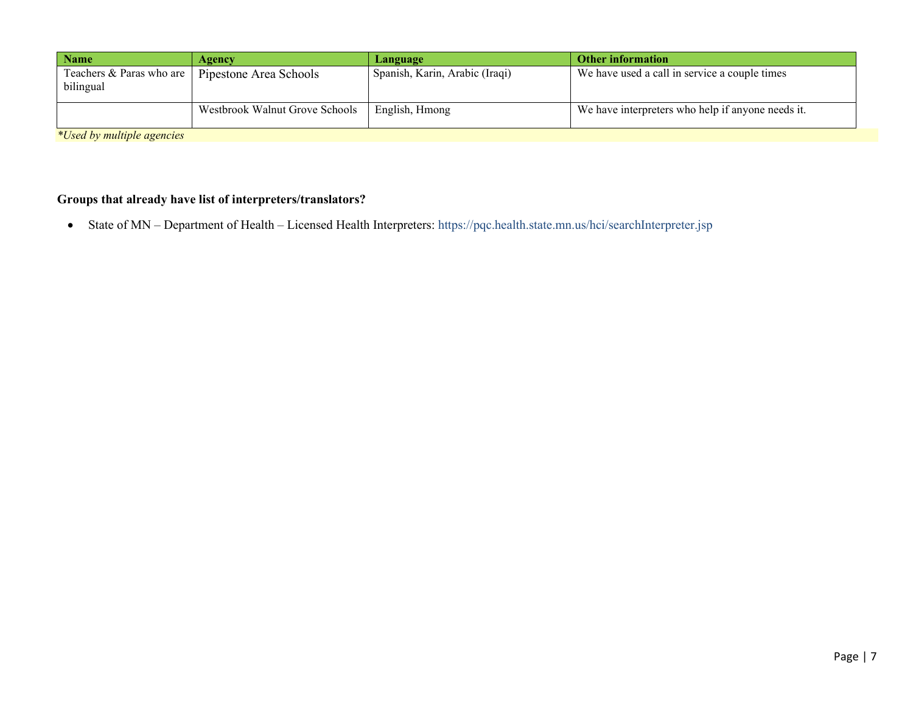| Name | Agency | Language | Other information |
| --- | --- | --- | --- |
| Teachers & Paras who are bilingual | Pipestone Area Schools | Spanish, Karin, Arabic (Iraqi) | We have used a call in service a couple times |
| | Westbrook Walnut Grove Schools | English, Hmong | We have interpreters who help if anyone needs it. |

**Groups that already have list of interpreters/translators?**

- State of MN – Department of Health – Licensed Health Interpreters: https://pqc.health.state.mn.us/hci/searchInterpreter.jsp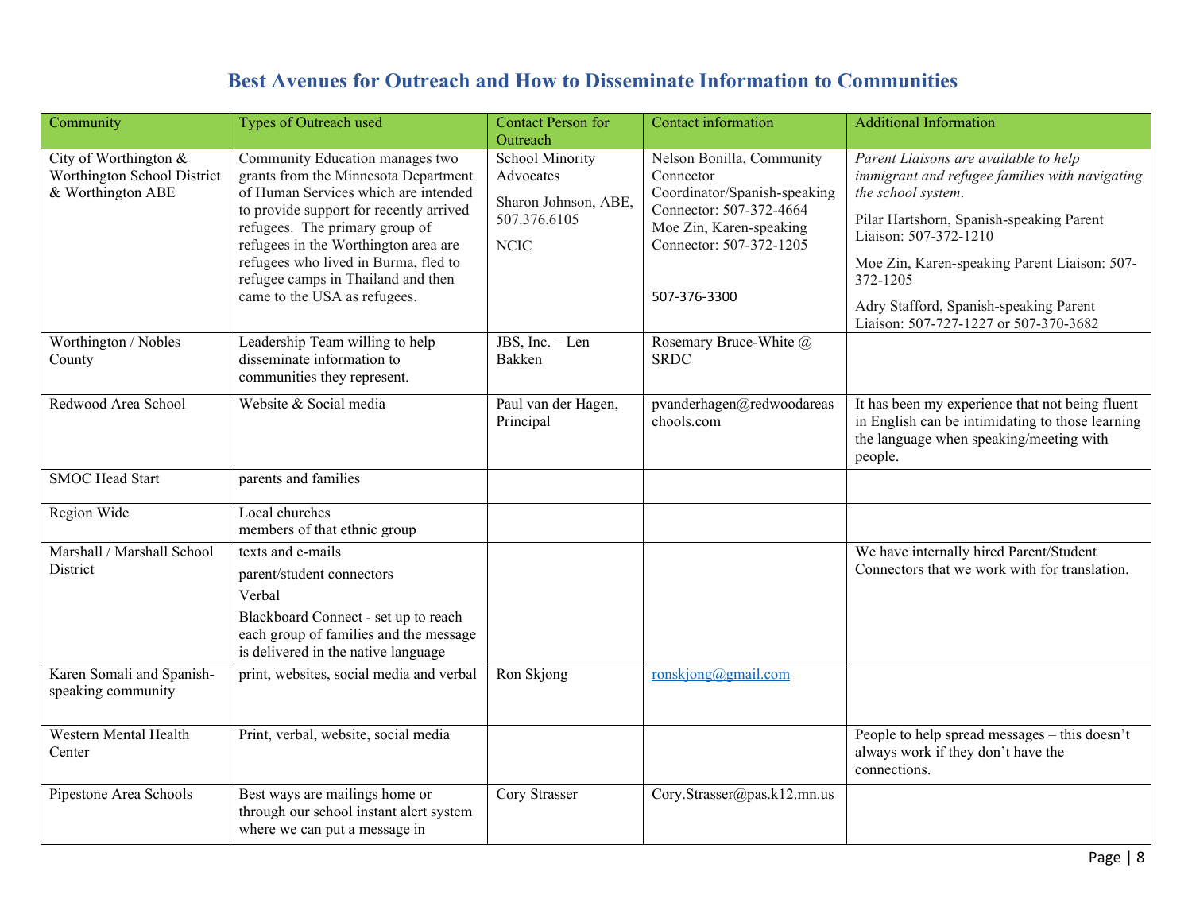# Best Avenues for Outreach and How to Disseminate Information to Communities

| Community | Types of Outreach used | Contact Person for Outreach | Contact information | Additional Information |
|---|---|---|---|---|
| City of Worthington & Worthington School District & Worthington ABE | Community Education manages two grants from the Minnesota Department of Human Services which are intended to provide support for recently arrived refugees. The primary group of refugees in the Worthington area are refugees who lived in Burma, fled to refugee camps in Thailand and then came to the USA as refugees. | School Minority Advocates<br><br>Sharon Johnson, ABE, 507.376.6105<br><br>NCIC | Nelson Bonilla, Community Connector Coordinator/Spanish-speaking Connector: 507-372-4664 Moe Zin, Karen-speaking Connector: 507-372-1205<br><br>507-376-3300 | *Parent Liaisons are available to help immigrant and refugee families with navigating the school system.*<br><br>Pilar Hartshorn, Spanish-speaking Parent Liaison: 507-372-1210<br><br>Moe Zin, Karen-speaking Parent Liaison: 507-372-1205<br><br>Adry Stafford, Spanish-speaking Parent Liaison: 507-727-1227 or 507-370-3682 |
| Worthington / Nobles County | Leadership Team willing to help disseminate information to communities they represent. | JBS, Inc. – Len Bakken | Rosemary Bruce-White @ SRDC | |
| Redwood Area School | Website & Social media | Paul van der Hagen, Principal | pvanderhagen@redwoodareaschools.com | It has been my experience that not being fluent in English can be intimidating to those learning the language when speaking/meeting with people. |
| SMOC Head Start | parents and families | | | |
| Region Wide | Local churches<br>members of that ethnic group | | | |
| Marshall / Marshall School District | texts and e-mails<br><br>parent/student connectors<br><br>Verbal<br><br>Blackboard Connect - set up to reach each group of families and the message is delivered in the native language | | | We have internally hired Parent/Student Connectors that we work with for translation. |
| Karen Somali and Spanish-speaking community | print, websites, social media and verbal | Ron Skjong | ronskjong@gmail.com | |
| Western Mental Health Center | Print, verbal, website, social media | | | People to help spread messages – this doesn't always work if they don't have the connections. |
| Pipestone Area Schools | Best ways are mailings home or through our school instant alert system where we can put a message in | Cory Strasser | Cory.Strasser@pas.k12.mn.us | |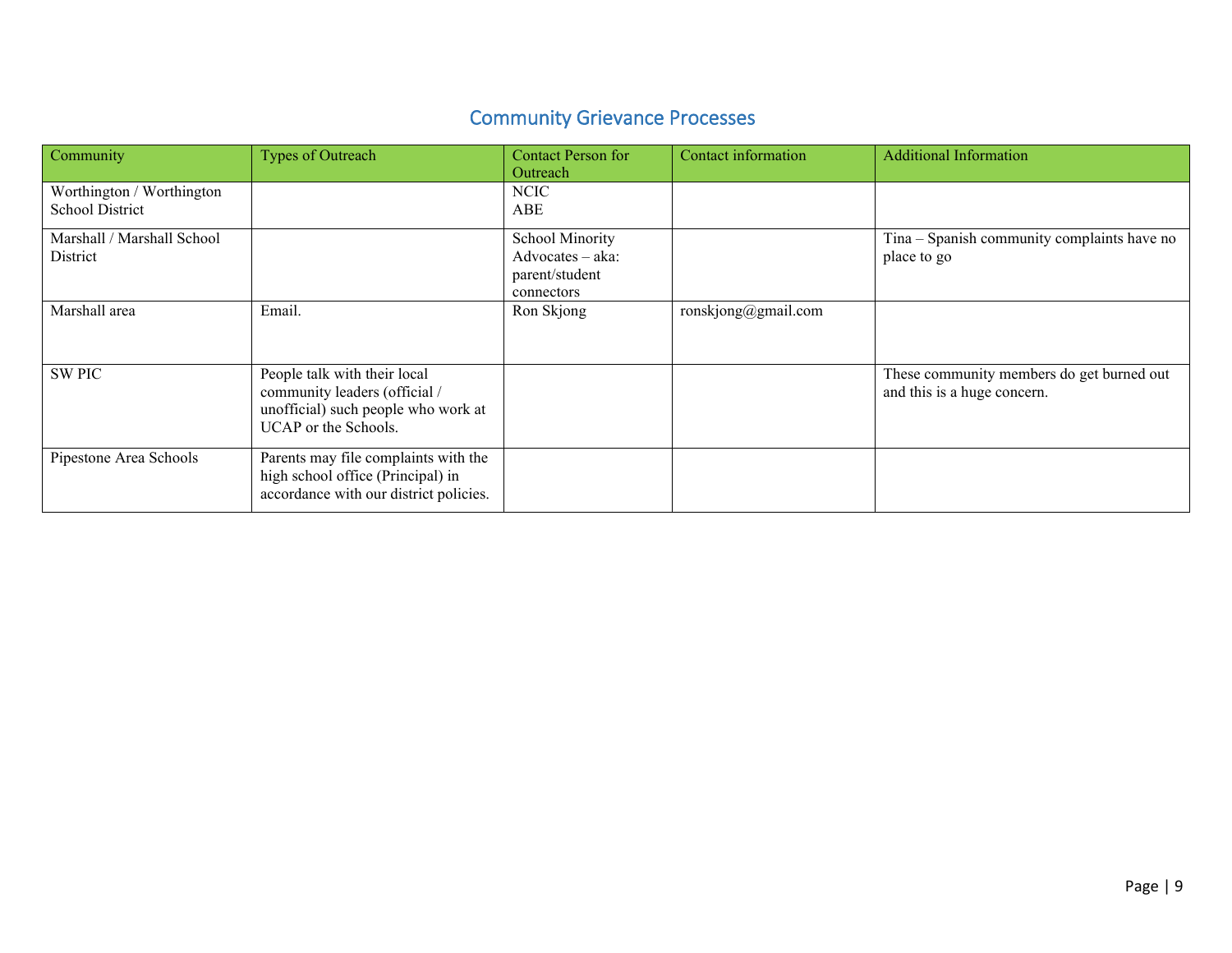## Community Grievance Processes

| Community | Types of Outreach | Contact Person for Outreach | Contact information | Additional Information |
|---|---|---|---|---|
| Worthington / Worthington School District | | NCIC<br>ABE | | |
| Marshall / Marshall School District | | School Minority Advocates – aka: parent/student connectors | | Tina – Spanish community complaints have no place to go |
| Marshall area | Email. | Ron Skjong | ronskjong@gmail.com | |
| SW PIC | People talk with their local community leaders (official / unofficial) such people who work at UCAP or the Schools. | | | These community members do get burned out and this is a huge concern. |
| Pipestone Area Schools | Parents may file complaints with the high school office (Principal) in accordance with our district policies. | | | |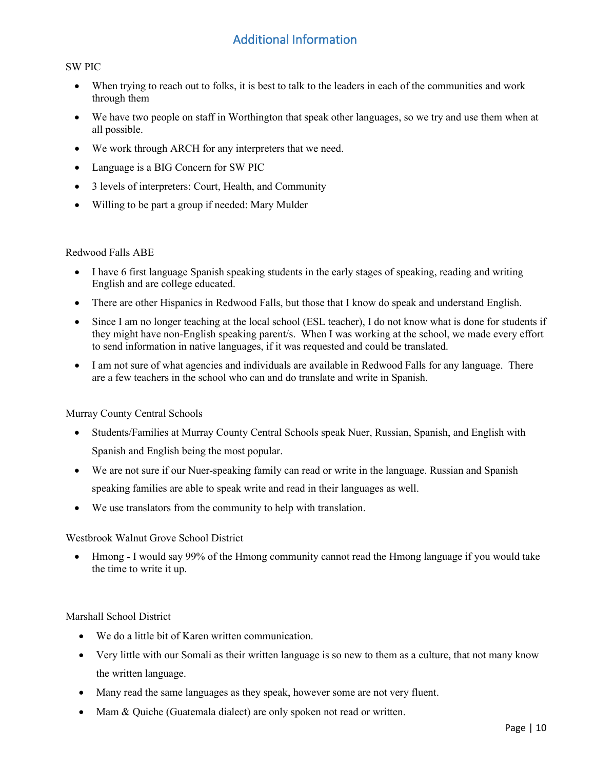## Additional Information

SW PIC

- When trying to reach out to folks, it is best to talk to the leaders in each of the communities and work through them
- We have two people on staff in Worthington that speak other languages, so we try and use them when at all possible.
- We work through ARCH for any interpreters that we need.
- Language is a BIG Concern for SW PIC
- 3 levels of interpreters: Court, Health, and Community
- Willing to be part a group if needed: Mary Mulder

Redwood Falls ABE

- I have 6 first language Spanish speaking students in the early stages of speaking, reading and writing English and are college educated.
- There are other Hispanics in Redwood Falls, but those that I know do speak and understand English.
- Since I am no longer teaching at the local school (ESL teacher), I do not know what is done for students if they might have non-English speaking parent/s. When I was working at the school, we made every effort to send information in native languages, if it was requested and could be translated.
- I am not sure of what agencies and individuals are available in Redwood Falls for any language. There are a few teachers in the school who can and do translate and write in Spanish.

Murray County Central Schools

- Students/Families at Murray County Central Schools speak Nuer, Russian, Spanish, and English with Spanish and English being the most popular.
- We are not sure if our Nuer-speaking family can read or write in the language. Russian and Spanish speaking families are able to speak write and read in their languages as well.
- We use translators from the community to help with translation.

Westbrook Walnut Grove School District

- Hmong - I would say 99% of the Hmong community cannot read the Hmong language if you would take the time to write it up.

Marshall School District

- We do a little bit of Karen written communication.
- Very little with our Somali as their written language is so new to them as a culture, that not many know the written language.
- Many read the same languages as they speak, however some are not very fluent.
- Mam & Quiche (Guatemala dialect) are only spoken not read or written.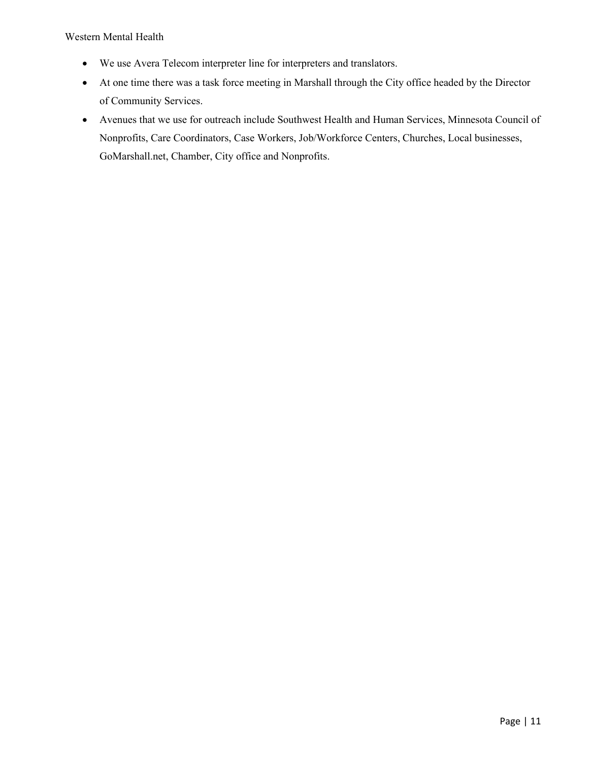- We use Avera Telecom interpreter line for interpreters and translators.
- At one time there was a task force meeting in Marshall through the City office headed by the Director of Community Services.
- Avenues that we use for outreach include Southwest Health and Human Services, Minnesota Council of Nonprofits, Care Coordinators, Case Workers, Job/Workforce Centers, Churches, Local businesses, GoMarshall.net, Chamber, City office and Nonprofits.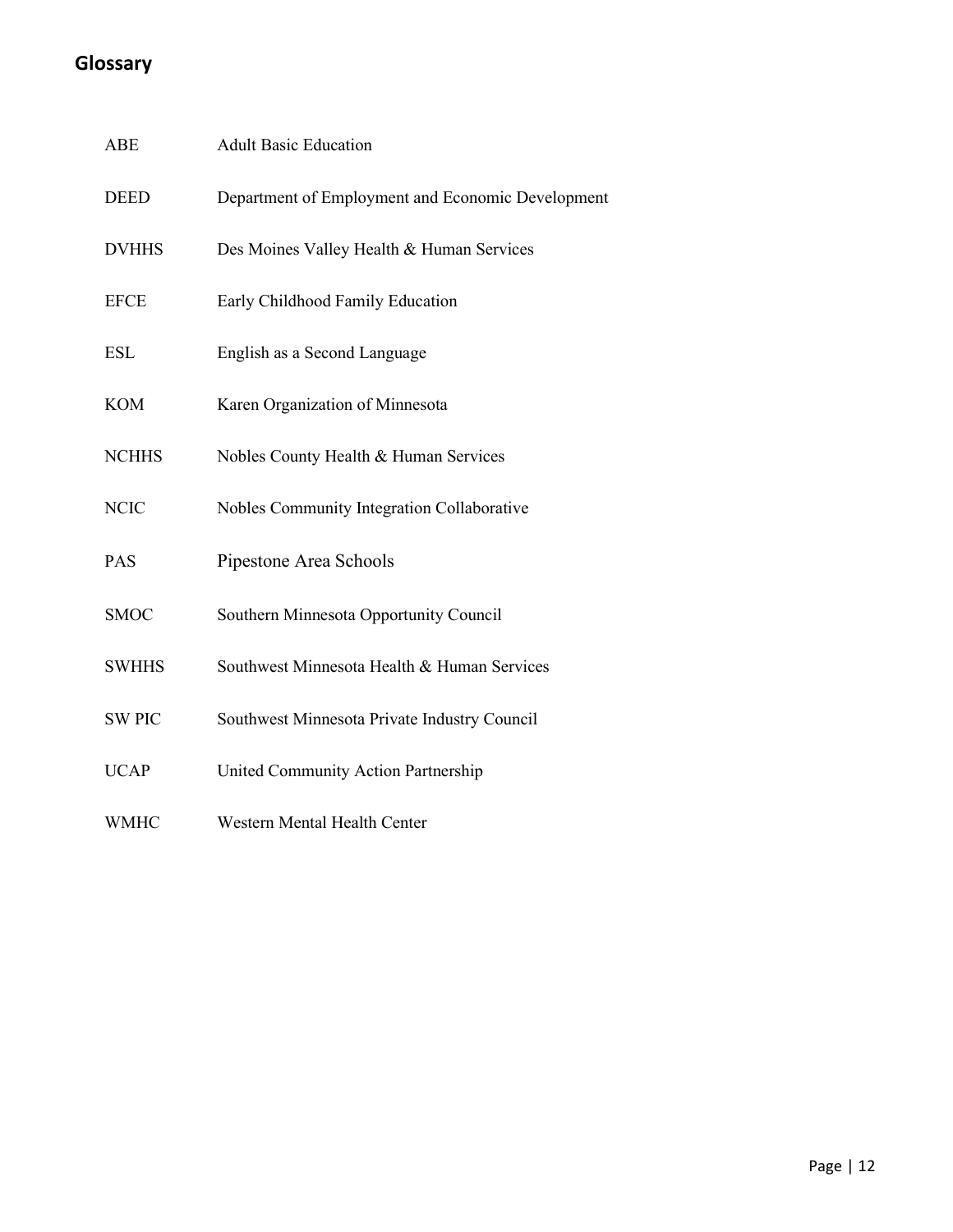## Glossary

| | |
|---|---|
| ABE | Adult Basic Education |
| DEED | Department of Employment and Economic Development |
| DVHHS | Des Moines Valley Health & Human Services |
| EFCE | Early Childhood Family Education |
| ESL | English as a Second Language |
| KOM | Karen Organization of Minnesota |
| NCHHS | Nobles County Health & Human Services |
| NCIC | Nobles Community Integration Collaborative |
| PAS | Pipestone Area Schools |
| SMOC | Southern Minnesota Opportunity Council |
| SWHHS | Southwest Minnesota Health & Human Services |
| SW PIC | Southwest Minnesota Private Industry Council |
| UCAP | United Community Action Partnership |
| WMHC | Western Mental Health Center |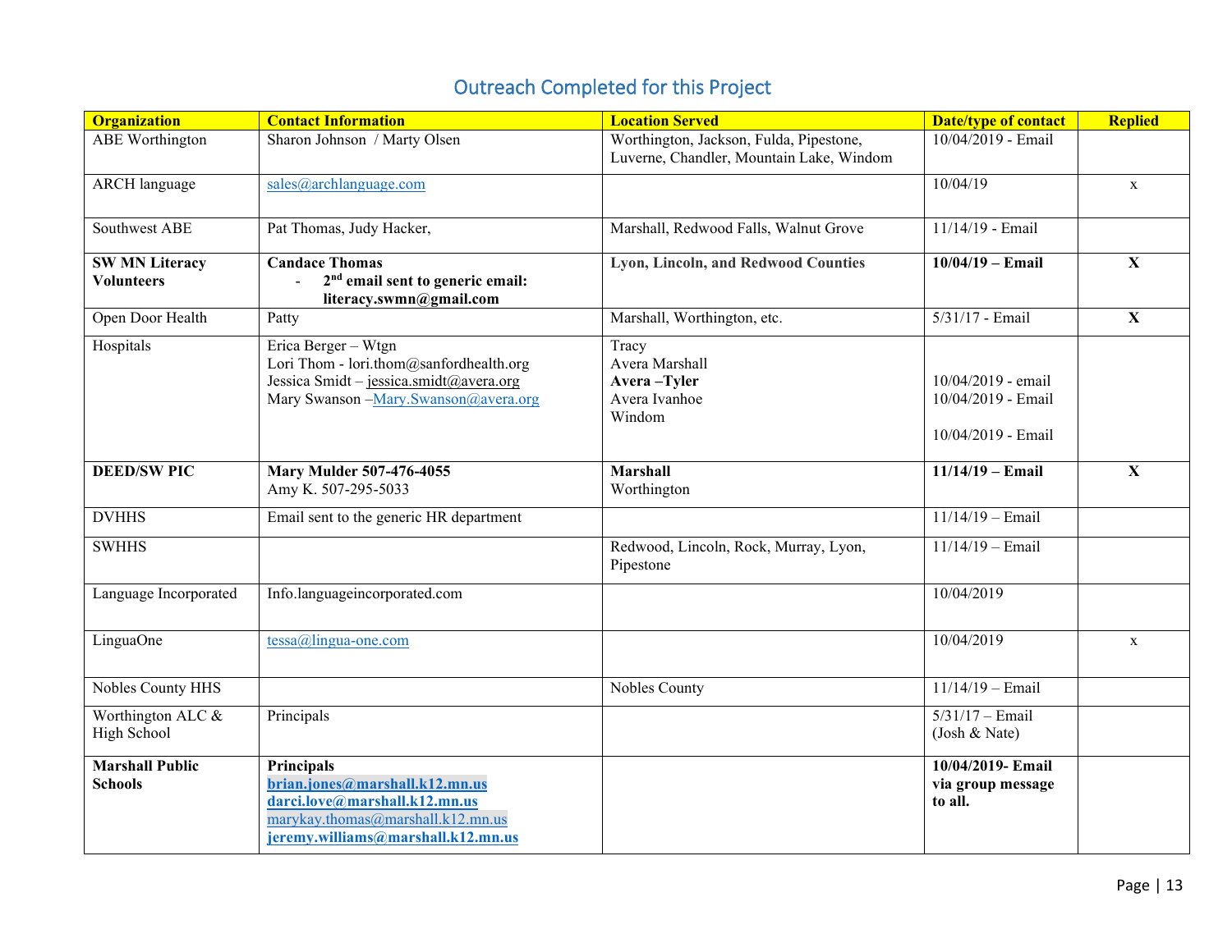## Outreach Completed for this Project

| Organization | Contact Information | Location Served | Date/type of contact | Replied |
|---|---|---|---|---|
| ABE Worthington | Sharon Johnson / Marty Olsen | Worthington, Jackson, Fulda, Pipestone, Luverne, Chandler, Mountain Lake, Windom | 10/04/2019 - Email | |
| ARCH language | sales@archlanguage.com | | 10/04/19 | x |
| Southwest ABE | Pat Thomas, Judy Hacker, | Marshall, Redwood Falls, Walnut Grove | 11/14/19 - Email | |
| **SW MN Literacy Volunteers** | **Candace Thomas**<br>- **2nd email sent to generic email: literacy.swmn@gmail.com** | **Lyon, Lincoln, and Redwood Counties** | **10/04/19 – Email** | **X** |
| Open Door Health | Patty | Marshall, Worthington, etc. | 5/31/17 - Email | **X** |
| Hospitals | Erica Berger – Wtgn<br>Lori Thom - lori.thom@sanfordhealth.org<br>Jessica Smidt – jessica.smidt@avera.org<br>Mary Swanson –Mary.Swanson@avera.org | Tracy<br>Avera Marshall<br>**Avera –Tyler**<br>Avera Ivanhoe<br>Windom | 10/04/2019 - email<br>10/04/2019 - Email<br><br>10/04/2019 - Email | |
| **DEED/SW PIC** | **Mary Mulder 507-476-4055**<br>Amy K. 507-295-5033 | **Marshall**<br>Worthington | **11/14/19 – Email** | **X** |
| DVHHS | Email sent to the generic HR department | | 11/14/19 – Email | |
| SWHHS | | Redwood, Lincoln, Rock, Murray, Lyon, Pipestone | 11/14/19 – Email | |
| Language Incorporated | Info.languageincorporated.com | | 10/04/2019 | |
| LinguaOne | tessa@lingua-one.com | | 10/04/2019 | x |
| Nobles County HHS | | Nobles County | 11/14/19 – Email | |
| Worthington ALC & High School | Principals | | 5/31/17 – Email (Josh & Nate) | |
| **Marshall Public Schools** | **Principals**<br>**brian.jones@marshall.k12.mn.us**<br>**darci.love@marshall.k12.mn.us**<br>marykay.thomas@marshall.k12.mn.us<br>**jeremy.williams@marshall.k12.mn.us** | | **10/04/2019- Email via group message to all.** | |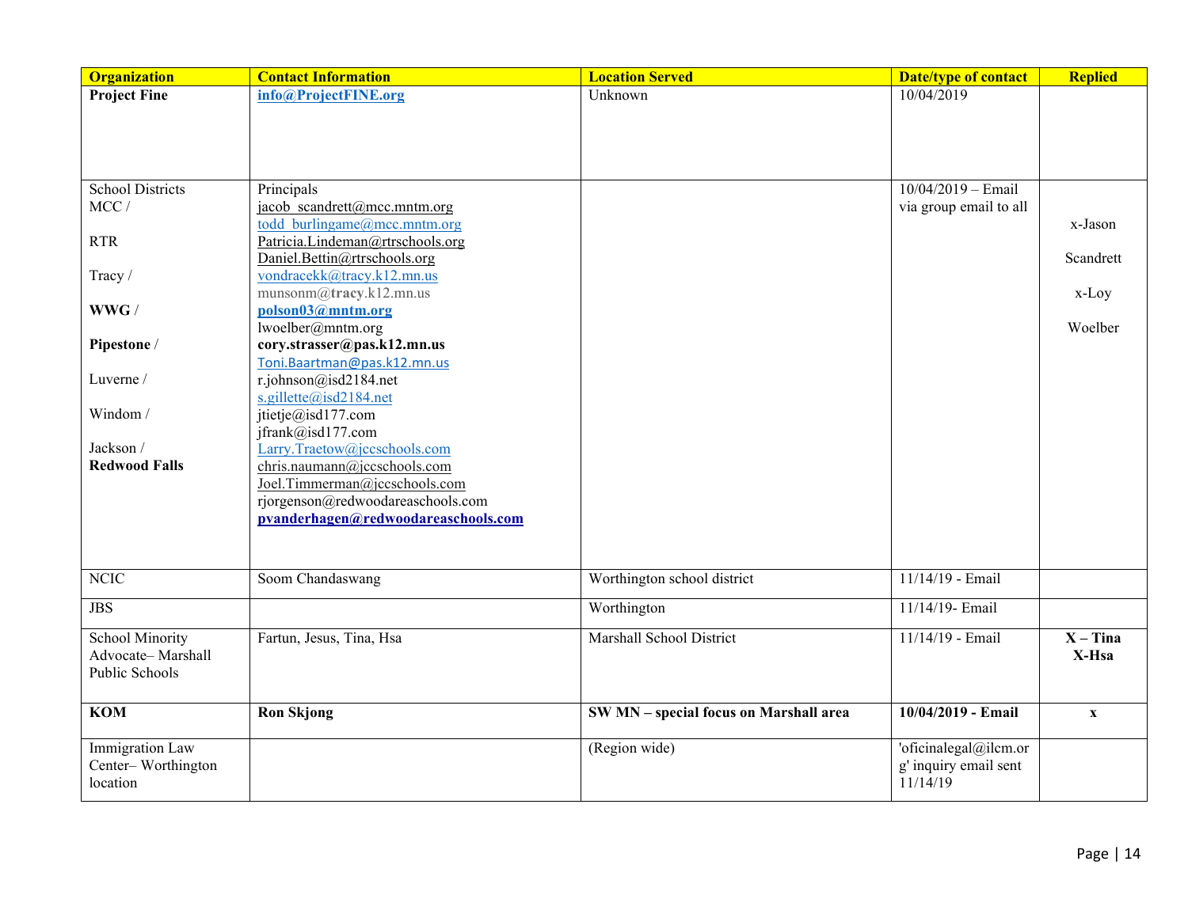| Organization | Contact Information | Location Served | Date/type of contact | Replied |
|---|---|---|---|---|
| **Project Fine** | **info@ProjectFINE.org** | Unknown | 10/04/2019 | |
| School Districts<br>MCC /<br><br>RTR<br><br>Tracy /<br><br>**WWG** /<br><br>**Pipestone** /<br><br>Luverne /<br><br>Windom /<br><br>Jackson /<br>**Redwood Falls** | Principals<br>jacob_scandrett@mcc.mntm.org<br>todd_burlingame@mcc.mntm.org<br>Patricia.Lindeman@rtrschools.org<br>Daniel.Bettin@rtrschools.org<br>vondracekk@tracy.k12.mn.us<br>munsonm@**tracy**.k12.mn.us<br>**polson03@mntm.org**<br>lwoelber@mntm.org<br>**cory.strasser@pas.k12.mn.us**<br>Toni.Baartman@pas.k12.mn.us<br>r.johnson@isd2184.net<br>s.gillette@isd2184.net<br>jtietje@isd177.com<br>jfrank@isd177.com<br>Larry.Traetow@jccschools.com<br>chris.naumann@jccschools.com<br>Joel.Timmerman@jccschools.com<br>rjorgenson@redwoodareaschools.com<br>**pvanderhagen@redwoodareaschools.com** | | 10/04/2019 – Email via group email to all | x-Jason<br><br>Scandrett<br><br>x-Loy<br><br>Woelber |
| NCIC | Soom Chandaswang | Worthington school district | 11/14/19 - Email | |
| JBS | | Worthington | 11/14/19- Email | |
| School Minority Advocate– Marshall Public Schools | Fartun, Jesus, Tina, Hsa | Marshall School District | 11/14/19 - Email | **X – Tina**<br>**X-Hsa** |
| **KOM** | **Ron Skjong** | **SW MN – special focus on Marshall area** | **10/04/2019 - Email** | **x** |
| Immigration Law Center– Worthington location | | (Region wide) | 'oficinalegal@ilcm.org' inquiry email sent 11/14/19 | |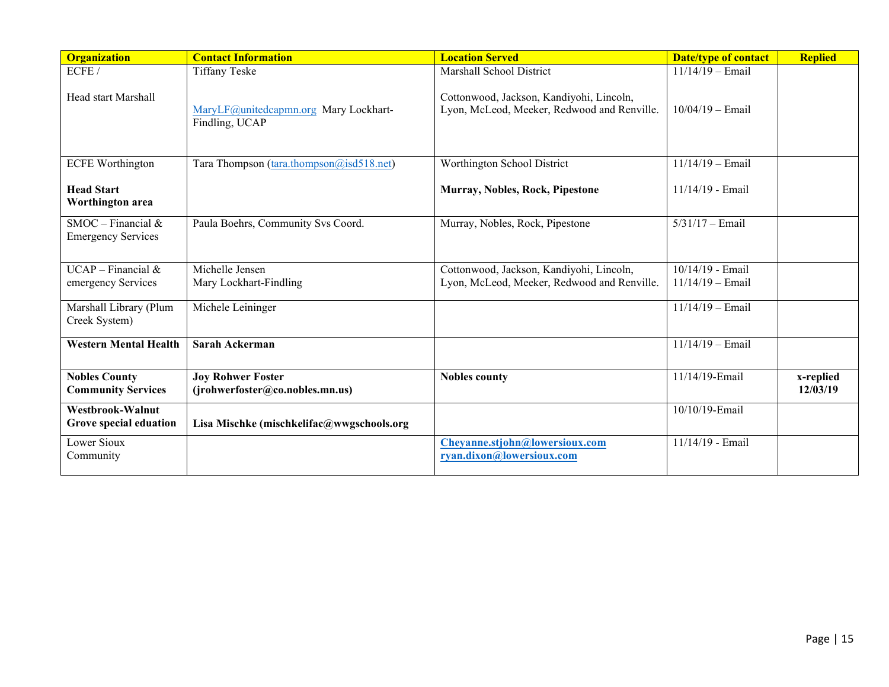| Organization | Contact Information | Location Served | Date/type of contact | Replied |
|---|---|---|---|---|
| ECFE / <br><br> Head start Marshall | Tiffany Teske <br><br> MaryLF@unitedcapmn.org Mary Lockhart-Findling, UCAP | Marshall School District <br><br> Cottonwood, Jackson, Kandiyohi, Lincoln, Lyon, McLeod, Meeker, Redwood and Renville. | 11/14/19 – Email <br><br> 10/04/19 – Email | |
| ECFE Worthington <br><br> **Head Start Worthington area** | Tara Thompson (tara.thompson@isd518.net) | Worthington School District <br><br> **Murray, Nobles, Rock, Pipestone** | 11/14/19 – Email <br><br> 11/14/19 - Email | |
| SMOC – Financial & Emergency Services | Paula Boehrs, Community Svs Coord. | Murray, Nobles, Rock, Pipestone | 5/31/17 – Email | |
| UCAP – Financial & emergency Services | Michelle Jensen <br> Mary Lockhart-Findling | Cottonwood, Jackson, Kandiyohi, Lincoln, Lyon, McLeod, Meeker, Redwood and Renville. | 10/14/19 - Email <br> 11/14/19 – Email | |
| Marshall Library (Plum Creek System) | Michele Leininger | | 11/14/19 – Email | |
| **Western Mental Health** | **Sarah Ackerman** | | 11/14/19 – Email | |
| **Nobles County Community Services** | **Joy Rohwer Foster (jrohwerfoster@co.nobles.mn.us)** | **Nobles county** | 11/14/19-Email | **x-replied 12/03/19** |
| **Westbrook-Walnut Grove special eduation** | **Lisa Mischke (mischkelifac@wwgschools.org** | | 10/10/19-Email | |
| Lower Sioux Community | | **Cheyanne.stjohn@lowersioux.com** <br> **ryan.dixon@lowersioux.com** | 11/14/19 - Email | |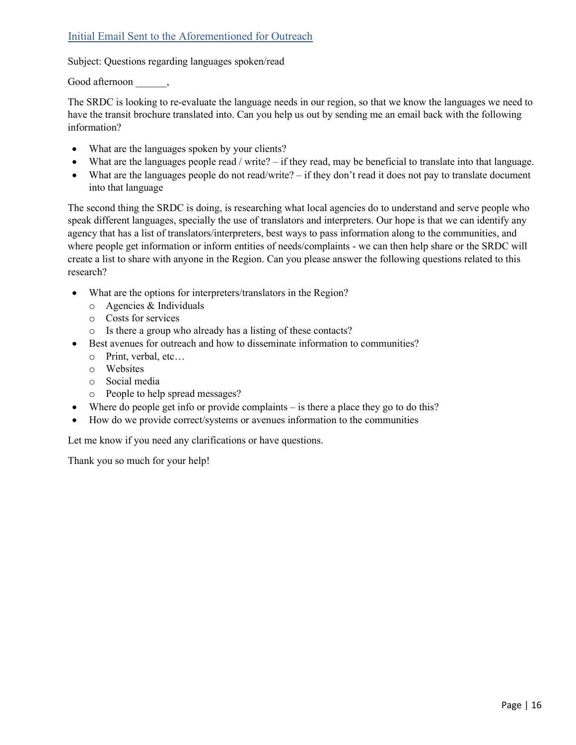## Initial Email Sent to the Aforementioned for Outreach

Subject: Questions regarding languages spoken/read

Good afternoon ______,

The SRDC is looking to re-evaluate the language needs in our region, so that we know the languages we need to have the transit brochure translated into. Can you help us out by sending me an email back with the following information?

- What are the languages spoken by your clients?
- What are the languages people read / write? – if they read, may be beneficial to translate into that language.
- What are the languages people do not read/write? – if they don't read it does not pay to translate document into that language

The second thing the SRDC is doing, is researching what local agencies do to understand and serve people who speak different languages, specially the use of translators and interpreters. Our hope is that we can identify any agency that has a list of translators/interpreters, best ways to pass information along to the communities, and where people get information or inform entities of needs/complaints - we can then help share or the SRDC will create a list to share with anyone in the Region. Can you please answer the following questions related to this research?

- What are the options for interpreters/translators in the Region?
  - Agencies & Individuals
  - Costs for services
  - Is there a group who already has a listing of these contacts?
- Best avenues for outreach and how to disseminate information to communities?
  - Print, verbal, etc…
  - Websites
  - Social media
  - People to help spread messages?
- Where do people get info or provide complaints – is there a place they go to do this?
- How do we provide correct/systems or avenues information to the communities

Let me know if you need any clarifications or have questions.

Thank you so much for your help!